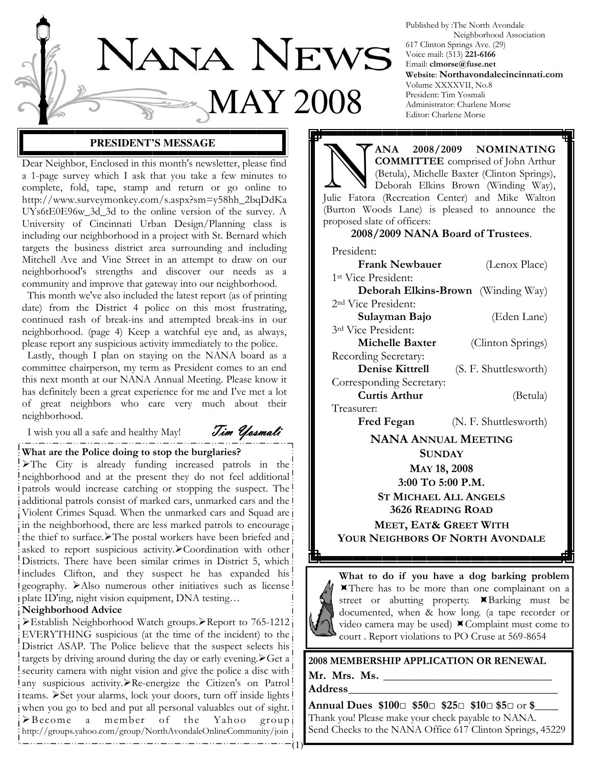# NANA NEWS

# MAY 2008

Published by :The North Avondale Neighborhood Association
617 Clinton Springs Ave. (29)
Voice mail: (513) **221-6166**
Email: **clmorse@fuse.net**
**Website**: **Northavondalecincinnati.com**
Volume XXXXVII, No.8
President: Tim Yosmali
Administrator: Charlene Morse
Editor: Charlene Morse

## PRESIDENT'S MESSAGE

Dear Neighbor, Enclosed in this month's newsletter, please find a 1-page survey which I ask that you take a few minutes to complete, fold, tape, stamp and return or go online to http://www.surveymonkey.com/s.aspx?sm=y58hh_2bqDdKaUYs6tE0E96w_3d_3d to the online version of the survey. A University of Cincinnati Urban Design/Planning class is including our neighborhood in a project with St. Bernard which targets the business district area surrounding and including Mitchell Ave and Vine Street in an attempt to draw on our neighborhood's strengths and discover our needs as a community and improve that gateway into our neighborhood.

This month we've also included the latest report (as of printing date) from the District 4 police on this most frustrating, continued rash of break-ins and attempted break-ins in our neighborhood. (page 4) Keep a watchful eye and, as always, please report any suspicious activity immediately to the police.

Lastly, though I plan on staying on the NANA board as a committee chairperson, my term as President comes to an end this next month at our NANA Annual Meeting. Please know it has definitely been a great experience for me and I've met a lot of great neighbors who care very much about their neighborhood.

I wish you all a safe and healthy May!

*Tim Yosmali*

**What are the Police doing to stop the burglaries?**

- The City is already funding increased patrols in the neighborhood and at the present they do not feel additional patrols would increase catching or stopping the suspect. The additional patrols consist of marked cars, unmarked cars and the Violent Crimes Squad. When the unmarked cars and Squad are in the neighborhood, there are less marked patrols to encourage the thief to surface.
- The postal workers have been briefed and asked to report suspicious activity.
- Coordination with other Districts. There have been similar crimes in District 5, which includes Clifton, and they suspect he has expanded his geography.
- Also numerous other initiatives such as license plate ID'ing, night vision equipment, DNA testing…

**Neighborhood Advice**

- Establish Neighborhood Watch groups.
- Report to 765-1212 EVERYTHING suspicious (at the time of the incident) to the District ASAP. The Police believe that the suspect selects his targets by driving around during the day or early evening.
- Get a security camera with night vision and give the police a disc with any suspicious activity.
- Re-energize the Citizen's on Patrol teams.
- Set your alarms, lock your doors, turn off inside lights when you go to bed and put all personal valuables out of sight.
- Become a member of the Yahoo group http://groups.yahoo.com/group/NorthAvondaleOnlineCommunity/join

**NANA 2008/2009 NOMINATING COMMITTEE** comprised of John Arthur (Betula), Michelle Baxter (Clinton Springs), Deborah Elkins Brown (Winding Way), Julie Fatora (Recreation Center) and Mike Walton (Burton Woods Lane) is pleased to announce the proposed slate of officers:

**2008/2009 NANA Board of Trustees**.

President:
**Frank Newbauer** (Lenox Place)
1st Vice President:
**Deborah Elkins-Brown** (Winding Way)
2nd Vice President:
**Sulayman Bajo** (Eden Lane)
3rd Vice President:
**Michelle Baxter** (Clinton Springs)
Recording Secretary:
**Denise Kittrell** (S. F. Shuttlesworth)
Corresponding Secretary:
**Curtis Arthur** (Betula)
Treasurer:
**Fred Fegan** (N. F. Shuttlesworth)

**NANA ANNUAL MEETING**
**SUNDAY**
**MAY 18, 2008**
**3:00 TO 5:00 P.M.**
**ST MICHAEL ALL ANGELS**
**3626 READING ROAD**
**MEET, EAT& GREET WITH YOUR NEIGHBORS OF NORTH AVONDALE**

**What to do if you have a dog barking problem**

- There has to be more than one complainant on a street or abutting property.
- Barking must be documented, when & how long. (a tape recorder or video camera may be used)
- Complaint must come to court . Report violations to PO Cruse at 569-8654

**2008 MEMBERSHIP APPLICATION OR RENEWAL**

**Mr. Mrs. Ms.** ______________________________

**Address**______________________________

**Annual Dues $100□ $50□ $25□ $10□ $5□** or **$**____

Thank you! Please make your check payable to NANA.
Send Checks to the NANA Office 617 Clinton Springs, 45229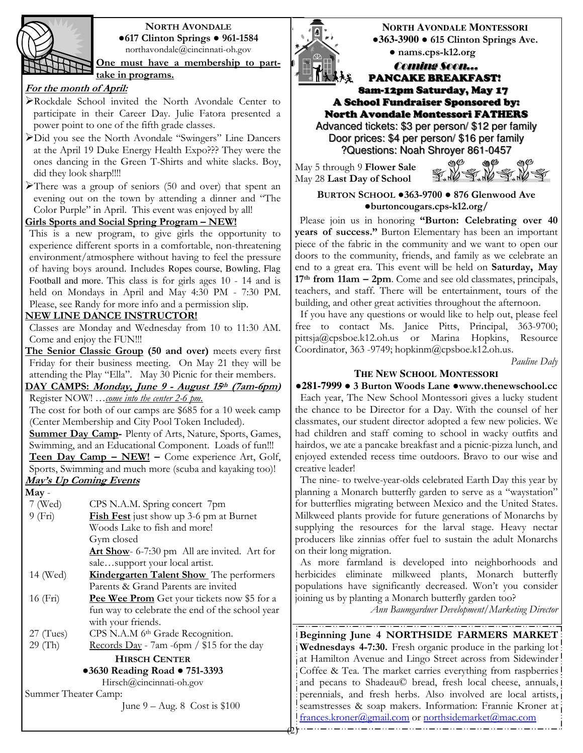## North Avondale

●617 Clinton Springs ● 961-1584

northavondale@cincinnati-oh.gov

**One must have a membership to partake in programs.**

***For the month of April:***

- Rockdale School invited the North Avondale Center to participate in their Career Day. Julie Fatora presented a power point to one of the fifth grade classes.
- Did you see the North Avondale "Swingers" Line Dancers at the April 19 Duke Energy Health Expo??? They were the ones dancing in the Green T-Shirts and white slacks. Boy, did they look sharp!!!!
- There was a group of seniors (50 and over) that spent an evening out on the town by attending a dinner and "The Color Purple" in April. This event was enjoyed by all!

**Girls Sports and Social Spring Program – NEW!**

This is a new program, to give girls the opportunity to experience different sports in a comfortable, non-threatening environment/atmosphere without having to feel the pressure of having boys around. Includes Ropes course, Bowling, Flag Football and more. This class is for girls ages 10 - 14 and is held on Mondays in April and May 4:30 PM - 7:30 PM. Please, see Randy for more info and a permission slip.

**NEW LINE DANCE INSTRUCTOR!**

Classes are Monday and Wednesday from 10 to 11:30 AM. Come and enjoy the FUN!!!

**The Senior Classic Group (50 and over)** meets every first Friday for their business meeting. On May 21 they will be attending the Play "Ella". May 30 Picnic for their members.

**DAY CAMPS: *Monday, June 9 - August 15th (7am-6pm)***

Register NOW! …*come into the center 2-6 pm.*

The cost for both of our camps are $685 for a 10 week camp (Center Membership and City Pool Token Included).

**Summer Day Camp-** Plenty of Arts, Nature, Sports, Games, Swimming, and an Educational Component. Loads of fun!!!

**Teen Day Camp – NEW! –** Come experience Art, Golf, Sports, Swimming and much more (scuba and kayaking too)!

***May's Up Coming Events***

**May** -

| | |
|---|---|
| 7 (Wed) | CPS N.A.M. Spring concert 7pm |
| 9 (Fri) | **Fish Fest** just show up 3-6 pm at Burnet Woods Lake to fish and more! Gym closed **Art Show**- 6-7:30 pm All are invited. Art for sale…support your local artist. |
| 14 (Wed) | **Kindergarten Talent Show** The performers Parents & Grand Parents are invited |
| 16 (Fri) | **Pee Wee Prom** Get your tickets now $5 for a fun way to celebrate the end of the school year with your friends. |
| 27 (Tues) | CPS N.A.M 6th Grade Recognition. |
| 29 (Th) | Records Day - 7am -6pm / $15 for the day |

## Hirsch Center

●3630 Reading Road ● 751-3393

Hirsch@cincinnati-oh.gov

Summer Theater Camp:

June 9 – Aug. 8 Cost is $100

## North Avondale Montessori

●363-3900 ● 615 Clinton Springs Ave.

● nams.cps-k12.org

***Coming Soon…***

**PANCAKE BREAKFAST!**

**8am-12pm Saturday, May 17**

**A School Fundraiser Sponsored by: North Avondale Montessori FATHERS**

Advanced tickets: $3 per person/ $12 per family

Door prices: $4 per person/ $16 per family

?Questions: Noah Shroyer 861-0457

May 5 through 9 **Flower Sale**

May 28 **Last Day of School**

## Burton School ●363-9700 ● 876 Glenwood Ave ●burtoncougars.cps-k12.org/

Please join us in honoring **"Burton: Celebrating over 40 years of success."** Burton Elementary has been an important piece of the fabric in the community and we want to open our doors to the community, friends, and family as we celebrate an end to a great era. This event will be held on **Saturday, May 17th from 11am – 2pm**. Come and see old classmates, principals, teachers, and staff. There will be entertainment, tours of the building, and other great activities throughout the afternoon.

If you have any questions or would like to help out, please feel free to contact Ms. Janice Pitts, Principal, 363-9700; pittsja@cpsboe.k12.oh.us or Marina Hopkins, Resource Coordinator, 363 -9749; hopkinm@cpsboe.k12.oh.us.

*Pauline Daly*

## The New School Montessori

●281-7999 ● 3 Burton Woods Lane ●www.thenewschool.cc

Each year, The New School Montessori gives a lucky student the chance to be Director for a Day. With the counsel of her classmates, our student director adopted a few new policies. We had children and staff coming to school in wacky outfits and hairdos, we ate a pancake breakfast and a picnic-pizza lunch, and enjoyed extended recess time outdoors. Bravo to our wise and creative leader!

The nine- to twelve-year-olds celebrated Earth Day this year by planning a Monarch butterfly garden to serve as a "waystation" for butterflies migrating between Mexico and the United States. Milkweed plants provide for future generations of Monarchs by supplying the resources for the larval stage. Heavy nectar producers like zinnias offer fuel to sustain the adult Monarchs on their long migration.

As more farmland is developed into neighborhoods and herbicides eliminate milkweed plants, Monarch butterfly populations have significantly decreased. Won't you consider joining us by planting a Monarch butterfly garden too?

*Ann Baumgardner Development/Marketing Director*

**Beginning June 4 NORTHSIDE FARMERS MARKET Wednesdays 4-7:30.** Fresh organic produce in the parking lot at Hamilton Avenue and Lingo Street across from Sidewinder Coffee & Tea. The market carries everything from raspberries and pecans to Shadeau© bread, fresh local cheese, annuals, perennials, and fresh herbs. Also involved are local artists, seamstresses & soap makers. Information: Frannie Kroner at frances.kroner@gmail.com or northsidemarket@mac.com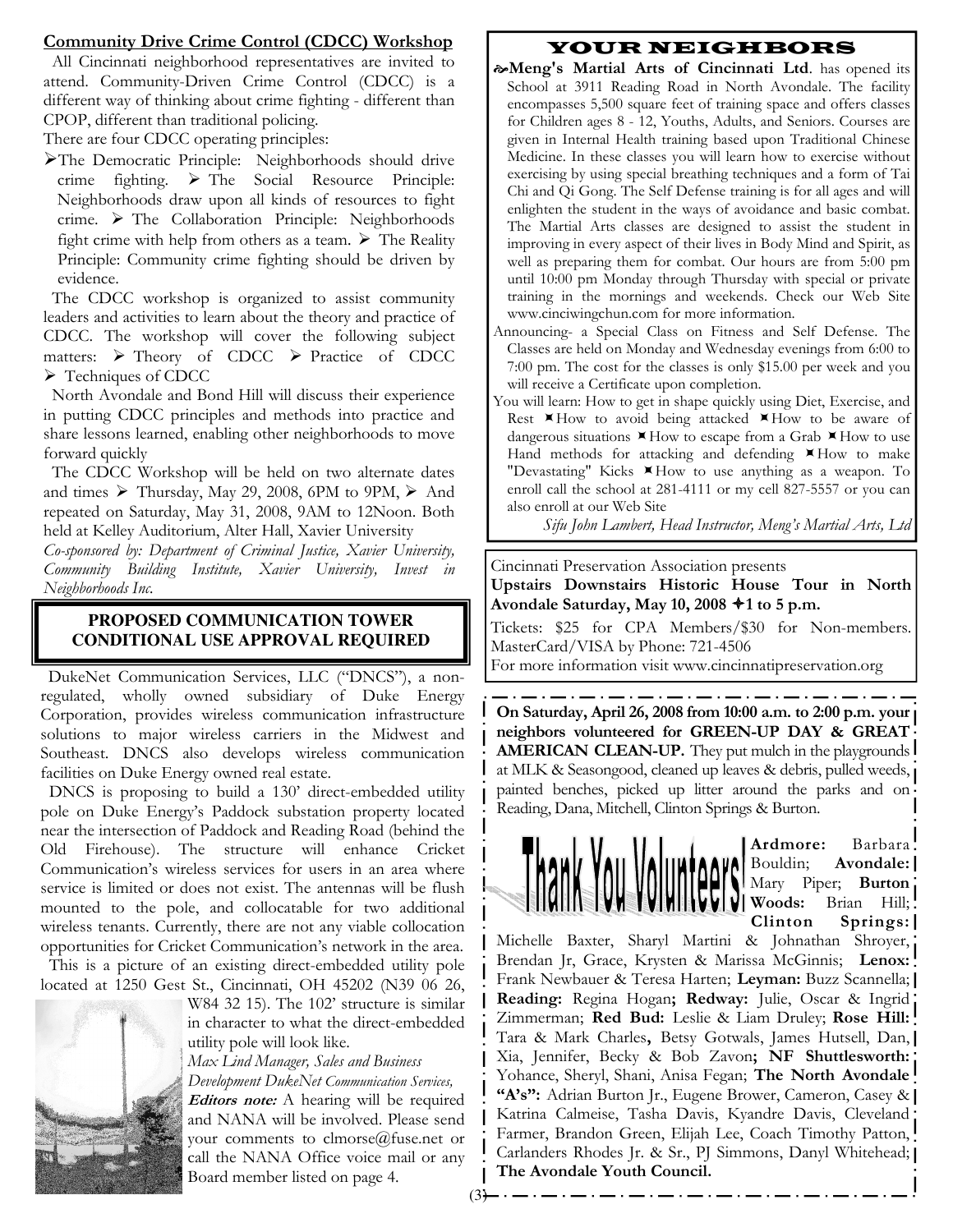## Community Drive Crime Control (CDCC) Workshop

All Cincinnati neighborhood representatives are invited to attend. Community-Driven Crime Control (CDCC) is a different way of thinking about crime fighting - different than CPOP, different than traditional policing.

There are four CDCC operating principles:

- The Democratic Principle: Neighborhoods should drive crime fighting.
- The Social Resource Principle: Neighborhoods draw upon all kinds of resources to fight crime.
- The Collaboration Principle: Neighborhoods fight crime with help from others as a team.
- The Reality Principle: Community crime fighting should be driven by evidence.

The CDCC workshop is organized to assist community leaders and activities to learn about the theory and practice of CDCC. The workshop will cover the following subject matters:

- Theory of CDCC
- Practice of CDCC
- Techniques of CDCC

North Avondale and Bond Hill will discuss their experience in putting CDCC principles and methods into practice and share lessons learned, enabling other neighborhoods to move forward quickly

The CDCC Workshop will be held on two alternate dates and times

- Thursday, May 29, 2008, 6PM to 9PM,
- And repeated on Saturday, May 31, 2008, 9AM to 12Noon. Both held at Kelley Auditorium, Alter Hall, Xavier University

*Co-sponsored by: Department of Criminal Justice, Xavier University, Community Building Institute, Xavier University, Invest in Neighborhoods Inc.*

## PROPOSED COMMUNICATION TOWER CONDITIONAL USE APPROVAL REQUIRED

DukeNet Communication Services, LLC ("DNCS"), a non-regulated, wholly owned subsidiary of Duke Energy Corporation, provides wireless communication infrastructure solutions to major wireless carriers in the Midwest and Southeast. DNCS also develops wireless communication facilities on Duke Energy owned real estate.

DNCS is proposing to build a 130' direct-embedded utility pole on Duke Energy's Paddock substation property located near the intersection of Paddock and Reading Road (behind the Old Firehouse). The structure will enhance Cricket Communication's wireless services for users in an area where service is limited or does not exist. The antennas will be flush mounted to the pole, and collocatable for two additional wireless tenants. Currently, there are not any viable collocation opportunities for Cricket Communication's network in the area.

This is a picture of an existing direct-embedded utility pole located at 1250 Gest St., Cincinnati, OH 45202 (N39 06 26, W84 32 15). The 102' structure is similar in character to what the direct-embedded utility pole will look like.

*Max Lind Manager, Sales and Business Development DukeNet Communication Services,*

***Editors note:*** A hearing will be required and NANA will be involved. Please send your comments to clmorse@fuse.net or call the NANA Office voice mail or any Board member listed on page 4.

## YOUR NEIGHBORS

**Meng's Martial Arts of Cincinnati Ltd**. has opened its School at 3911 Reading Road in North Avondale. The facility encompasses 5,500 square feet of training space and offers classes for Children ages 8 - 12, Youths, Adults, and Seniors. Courses are given in Internal Health training based upon Traditional Chinese Medicine. In these classes you will learn how to exercise without exercising by using special breathing techniques and a form of Tai Chi and Qi Gong. The Self Defense training is for all ages and will enlighten the student in the ways of avoidance and basic combat. The Martial Arts classes are designed to assist the student in improving in every aspect of their lives in Body Mind and Spirit, as well as preparing them for combat. Our hours are from 5:00 pm until 10:00 pm Monday through Thursday with special or private training in the mornings and weekends. Check our Web Site www.cinciwingchun.com for more information.

Announcing- a Special Class on Fitness and Self Defense. The Classes are held on Monday and Wednesday evenings from 6:00 to 7:00 pm. The cost for the classes is only $15.00 per week and you will receive a Certificate upon completion.

You will learn: How to get in shape quickly using Diet, Exercise, and Rest ⌘ How to avoid being attacked ⌘ How to be aware of dangerous situations ⌘ How to escape from a Grab ⌘ How to use Hand methods for attacking and defending ⌘ How to make "Devastating" Kicks ⌘ How to use anything as a weapon. To enroll call the school at 281-4111 or my cell 827-5557 or you can also enroll at our Web Site

*Sifu John Lambert, Head Instructor, Meng's Martial Arts, Ltd*

Cincinnati Preservation Association presents

**Upstairs Downstairs Historic House Tour in North Avondale Saturday, May 10, 2008 ✦1 to 5 p.m.**

Tickets: $25 for CPA Members/$30 for Non-members. MasterCard/VISA by Phone: 721-4506

For more information visit www.cincinnatipreservation.org

**On Saturday, April 26, 2008 from 10:00 a.m. to 2:00 p.m. your neighbors volunteered for GREEN-UP DAY & GREAT AMERICAN CLEAN-UP.** They put mulch in the playgrounds at MLK & Seasongood, cleaned up leaves & debris, pulled weeds, painted benches, picked up litter around the parks and on Reading, Dana, Mitchell, Clinton Springs & Burton.

**Thank You Volunteers!**

**Ardmore:** Barbara Bouldin; **Avondale:** Mary Piper; **Burton Woods:** Brian Hill; **Clinton Springs:** Michelle Baxter, Sharyl Martini & Johnathan Shroyer, Brendan Jr, Grace, Krysten & Marissa McGinnis; **Lenox:** Frank Newbauer & Teresa Harten; **Leyman:** Buzz Scannella; **Reading:** Regina Hogan**; Redway:** Julie, Oscar & Ingrid Zimmerman; **Red Bud:** Leslie & Liam Druley; **Rose Hill:** Tara & Mark Charles**,** Betsy Gotwals, James Hutsell, Dan, Xia, Jennifer, Becky & Bob Zavon**; NF Shuttlesworth:** Yohance, Sheryl, Shani, Anisa Fegan; **The North Avondale "A's":** Adrian Burton Jr., Eugene Brower, Cameron, Casey & Katrina Calmeise, Tasha Davis, Kyandre Davis, Cleveland Farmer, Brandon Green, Elijah Lee, Coach Timothy Patton, Carlanders Rhodes Jr. & Sr., PJ Simmons, Danyl Whitehead; **The Avondale Youth Council.**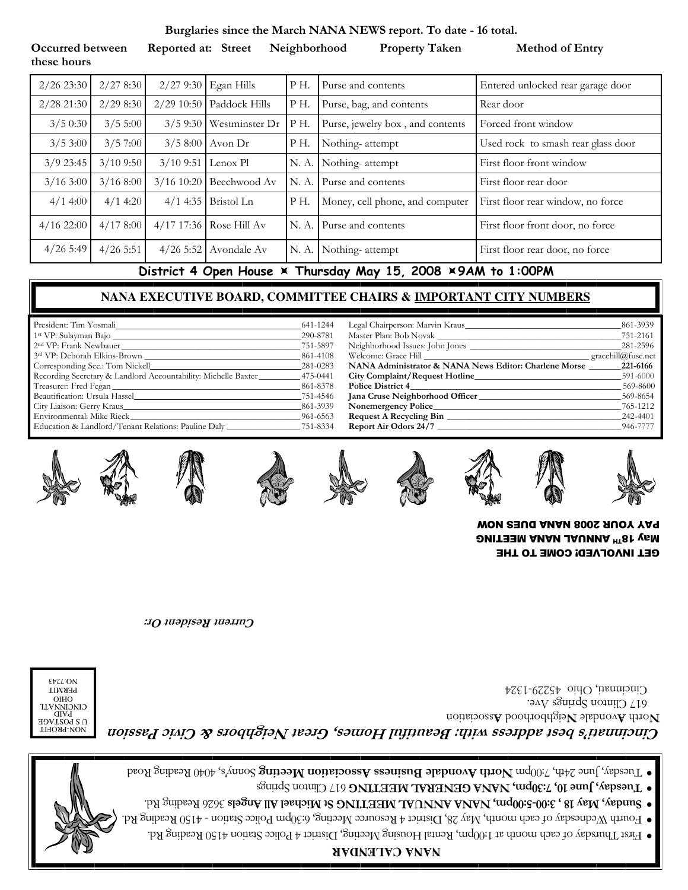**Burglaries since the March NANA NEWS report. To date - 16 total.**

| Occurred between these hours | | Reported at: | Street | Neighborhood | Property Taken | Method of Entry |
|---|---|---|---|---|---|---|
| 2/26 23:30 | 2/27 8:30 | 2/27 9:30 | Egan Hills | P H. | Purse and contents | Entered unlocked rear garage door |
| 2/28 21:30 | 2/29 8:30 | 2/29 10:50 | Paddock Hills | P H. | Purse, bag, and contents | Rear door |
| 3/5 0:30 | 3/5 5:00 | 3/5 9:30 | Westminster Dr | P H. | Purse, jewelry box , and contents | Forced front window |
| 3/5 3:00 | 3/5 7:00 | 3/5 8:00 | Avon Dr | P H. | Nothing- attempt | Used rock to smash rear glass door |
| 3/9 23:45 | 3/10 9:50 | 3/10 9:51 | Lenox Pl | N. A. | Nothing- attempt | First floor front window |
| 3/16 3:00 | 3/16 8:00 | 3/16 10:20 | Beechwood Av | N. A. | Purse and contents | First floor rear door |
| 4/1 4:00 | 4/1 4:20 | 4/1 4:35 | Bristol Ln | P H. | Money, cell phone, and computer | First floor rear window, no force |
| 4/16 22:00 | 4/17 8:00 | 4/17 17:36 | Rose Hill Av | N. A. | Purse and contents | First floor front door, no force |
| 4/26 5:49 | 4/26 5:51 | 4/26 5:52 | Avondale Av | N. A. | Nothing- attempt | First floor rear door, no force |

**District 4 Open House ⌘ Thursday May 15, 2008 ⌘9AM to 1:00PM**

## NANA EXECUTIVE BOARD, COMMITTEE CHAIRS & IMPORTANT CITY NUMBERS

| | |
|---|---|
| President: Tim Yosmali | 641-1244 |
| 1st VP: Sulayman Bajo | 290-8781 |
| 2nd VP: Frank Newbauer | 751-5897 |
| 3rd VP: Deborah Elkins-Brown | 861-4108 |
| Corresponding Sec.: Tom Nickell | 281-0283 |
| Recording Secretary & Landlord Accountability: Michelle Baxter | 475-0441 |
| Treasurer: Fred Fegan | 861-8378 |
| Beautification: Ursula Hassel | 751-4546 |
| City Liaison: Gerry Kraus | 861-3939 |
| Environmental: Mike Rieck | 961-6563 |
| Education & Landlord/Tenant Relations: Pauline Daly | 751-8334 |
| Legal Chairperson: Marvin Kraus | 861-3939 |
| Master Plan: Bob Novak | 751-2161 |
| Neighborhood Issues: John Jones | 281-2596 |
| Welcome: Grace Hill | gracehill@fuse.net |
| **NANA Administrator & NANA News Editor: Charlene Morse** | **221-6166** |
| **City Complaint/Request Hotline** | 591-6000 |
| **Police District 4** | 569-8600 |
| **Jana Cruse Neighborhood Officer** | 569-8654 |
| **Nonemergency Police** | 765-1212 |
| **Request A Recycling Bin** | 242-4401 |
| **Report Air Odors 24/7** | 946-7777 |

**GET INVOLVED! COME TO THE May 18TH ANNUAL NANA MEETING PAY YOUR 2008 NANA DUES NOW**

*Current Resident Or:*

NON-PROFIT U S POSTAGE PAID CINCINNATI, OHIO PERMIT NO.7243

***Cincinnati's best address with: Beautiful Homes, Great Neighbors & Civic Passion***

North Avondale Neighborhood Association
617 Clinton Springs Ave.
Cincinnati, Ohio 45229-1324

### NANA CALENDAR

- First Thursday of each month at 1:00pm, Rental Housing Meeting, District 4 Police Station 4150 Reading Rd.
- Fourth Wednesday of each month, May 28, District 4 Resource Meeting, 6:30pm Police Station - 4150 Reading Rd.
- **Sunday, May 18 , 3:00-5:00pm, NANA ANNUAL MEETING St Michael All Angels** 3626 Reading Rd.
- **Tuesday, June 10, 7:30pm, NANA GENERAL MEETING** 617 Clinton Springs
- Tuesday, June 24th, 7:00pm **North Avondale Business Association Meeting** Sonny's, 4040 Reading Road